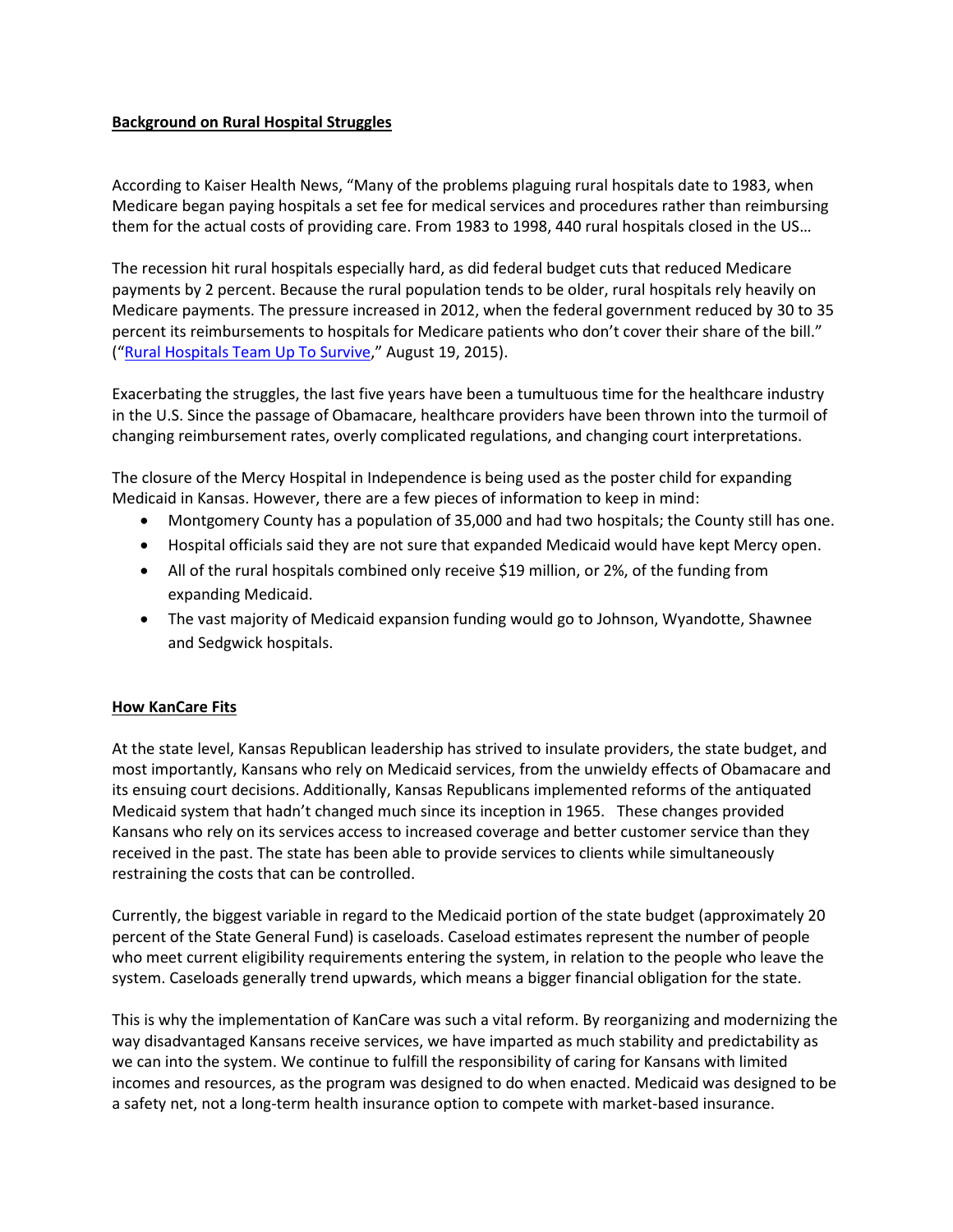## Background on Rural Hospital Struggles

According to Kaiser Health News, "Many of the problems plaguing rural hospitals date to 1983, when Medicare began paying hospitals a set fee for medical services and procedures rather than reimbursing them for the actual costs of providing care. From 1983 to 1998, 440 rural hospitals closed in the US…

The recession hit rural hospitals especially hard, as did federal budget cuts that reduced Medicare payments by 2 percent. Because the rural population tends to be older, rural hospitals rely heavily on Medicare payments. The pressure increased in 2012, when the federal government reduced by 30 to 35 percent its reimbursements to hospitals for Medicare patients who don't cover their share of the bill." ("Rural Hospitals Team Up To Survive," August 19, 2015).

Exacerbating the struggles, the last five years have been a tumultuous time for the healthcare industry in the U.S. Since the passage of Obamacare, healthcare providers have been thrown into the turmoil of changing reimbursement rates, overly complicated regulations, and changing court interpretations.

The closure of the Mercy Hospital in Independence is being used as the poster child for expanding Medicaid in Kansas. However, there are a few pieces of information to keep in mind:

- Montgomery County has a population of 35,000 and had two hospitals; the County still has one.
- Hospital officials said they are not sure that expanded Medicaid would have kept Mercy open.
- All of the rural hospitals combined only receive $19 million, or 2%, of the funding from expanding Medicaid.
- The vast majority of Medicaid expansion funding would go to Johnson, Wyandotte, Shawnee and Sedgwick hospitals.

## How KanCare Fits

At the state level, Kansas Republican leadership has strived to insulate providers, the state budget, and most importantly, Kansans who rely on Medicaid services, from the unwieldy effects of Obamacare and its ensuing court decisions. Additionally, Kansas Republicans implemented reforms of the antiquated Medicaid system that hadn't changed much since its inception in 1965. These changes provided Kansans who rely on its services access to increased coverage and better customer service than they received in the past. The state has been able to provide services to clients while simultaneously restraining the costs that can be controlled.

Currently, the biggest variable in regard to the Medicaid portion of the state budget (approximately 20 percent of the State General Fund) is caseloads. Caseload estimates represent the number of people who meet current eligibility requirements entering the system, in relation to the people who leave the system. Caseloads generally trend upwards, which means a bigger financial obligation for the state.

This is why the implementation of KanCare was such a vital reform. By reorganizing and modernizing the way disadvantaged Kansans receive services, we have imparted as much stability and predictability as we can into the system. We continue to fulfill the responsibility of caring for Kansans with limited incomes and resources, as the program was designed to do when enacted. Medicaid was designed to be a safety net, not a long-term health insurance option to compete with market-based insurance.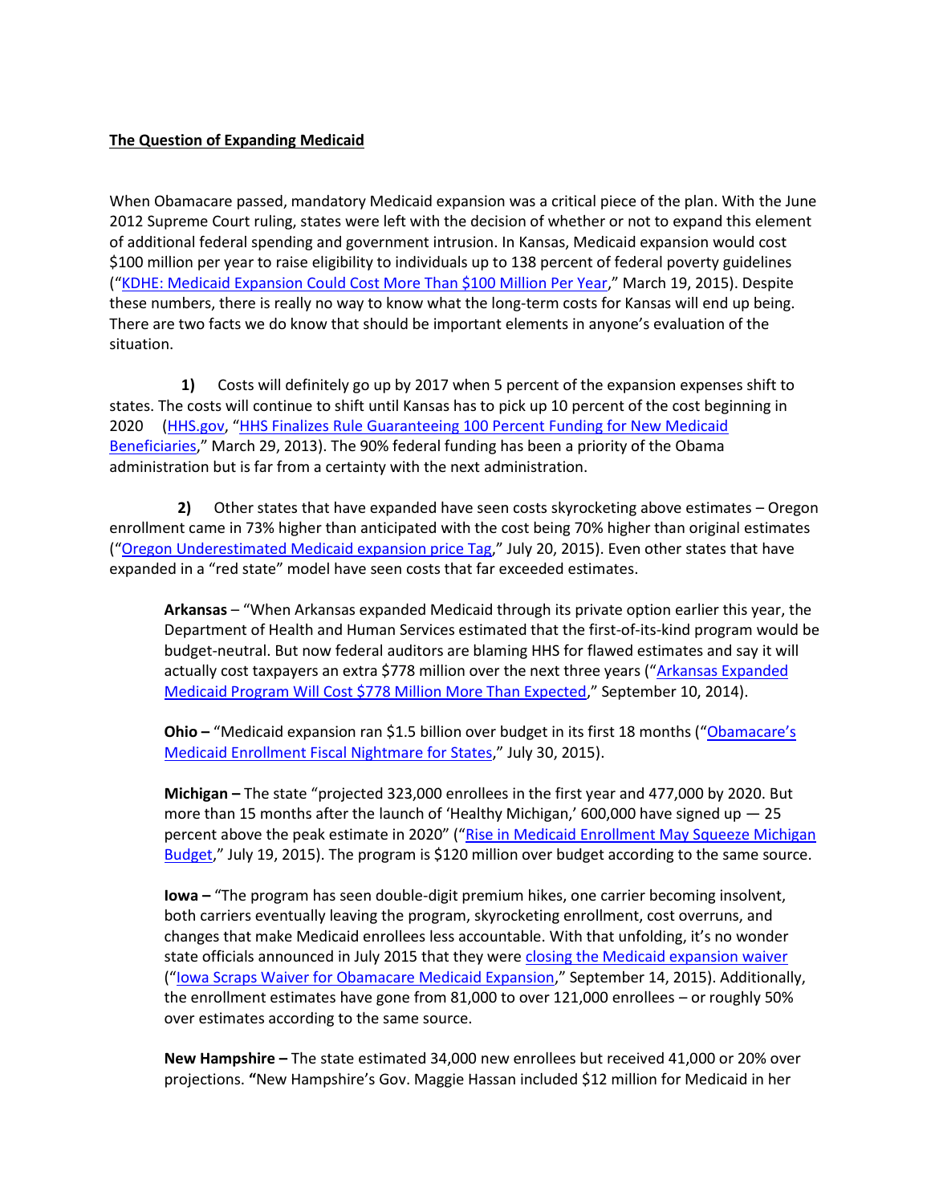**The Question of Expanding Medicaid**

When Obamacare passed, mandatory Medicaid expansion was a critical piece of the plan. With the June 2012 Supreme Court ruling, states were left with the decision of whether or not to expand this element of additional federal spending and government intrusion. In Kansas, Medicaid expansion would cost $100 million per year to raise eligibility to individuals up to 138 percent of federal poverty guidelines ("KDHE: Medicaid Expansion Could Cost More Than $100 Million Per Year," March 19, 2015). Despite these numbers, there is really no way to know what the long-term costs for Kansas will end up being. There are two facts we do know that should be important elements in anyone's evaluation of the situation.

**1)** Costs will definitely go up by 2017 when 5 percent of the expansion expenses shift to states. The costs will continue to shift until Kansas has to pick up 10 percent of the cost beginning in 2020 (HHS.gov, "HHS Finalizes Rule Guaranteeing 100 Percent Funding for New Medicaid Beneficiaries," March 29, 2013). The 90% federal funding has been a priority of the Obama administration but is far from a certainty with the next administration.

**2)** Other states that have expanded have seen costs skyrocketing above estimates – Oregon enrollment came in 73% higher than anticipated with the cost being 70% higher than original estimates ("Oregon Underestimated Medicaid expansion price Tag," July 20, 2015). Even other states that have expanded in a "red state" model have seen costs that far exceeded estimates.

> **Arkansas** – "When Arkansas expanded Medicaid through its private option earlier this year, the Department of Health and Human Services estimated that the first-of-its-kind program would be budget-neutral. But now federal auditors are blaming HHS for flawed estimates and say it will actually cost taxpayers an extra $778 million over the next three years ("Arkansas Expanded Medicaid Program Will Cost $778 Million More Than Expected," September 10, 2014).
>
> **Ohio –** "Medicaid expansion ran $1.5 billion over budget in its first 18 months ("Obamacare's Medicaid Enrollment Fiscal Nightmare for States," July 30, 2015).
>
> **Michigan –** The state "projected 323,000 enrollees in the first year and 477,000 by 2020. But more than 15 months after the launch of 'Healthy Michigan,' 600,000 have signed up — 25 percent above the peak estimate in 2020" ("Rise in Medicaid Enrollment May Squeeze Michigan Budget," July 19, 2015). The program is $120 million over budget according to the same source.
>
> **Iowa –** "The program has seen double-digit premium hikes, one carrier becoming insolvent, both carriers eventually leaving the program, skyrocketing enrollment, cost overruns, and changes that make Medicaid enrollees less accountable. With that unfolding, it's no wonder state officials announced in July 2015 that they were closing the Medicaid expansion waiver ("Iowa Scraps Waiver for Obamacare Medicaid Expansion," September 14, 2015). Additionally, the enrollment estimates have gone from 81,000 to over 121,000 enrollees – or roughly 50% over estimates according to the same source.
>
> **New Hampshire –** The state estimated 34,000 new enrollees but received 41,000 or 20% over projections. **"**New Hampshire's Gov. Maggie Hassan included $12 million for Medicaid in her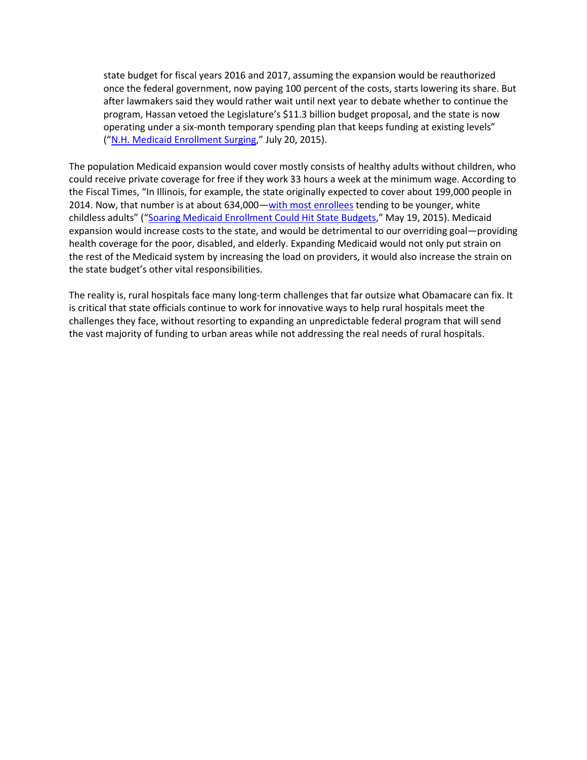> state budget for fiscal years 2016 and 2017, assuming the expansion would be reauthorized once the federal government, now paying 100 percent of the costs, starts lowering its share. But after lawmakers said they would rather wait until next year to debate whether to continue the program, Hassan vetoed the Legislature's $11.3 billion budget proposal, and the state is now operating under a six-month temporary spending plan that keeps funding at existing levels" ("N.H. Medicaid Enrollment Surging," July 20, 2015).

The population Medicaid expansion would cover mostly consists of healthy adults without children, who could receive private coverage for free if they work 33 hours a week at the minimum wage. According to the Fiscal Times, "In Illinois, for example, the state originally expected to cover about 199,000 people in 2014. Now, that number is at about 634,000—with most enrollees tending to be younger, white childless adults" ("Soaring Medicaid Enrollment Could Hit State Budgets," May 19, 2015). Medicaid expansion would increase costs to the state, and would be detrimental to our overriding goal—providing health coverage for the poor, disabled, and elderly. Expanding Medicaid would not only put strain on the rest of the Medicaid system by increasing the load on providers, it would also increase the strain on the state budget's other vital responsibilities.

The reality is, rural hospitals face many long-term challenges that far outsize what Obamacare can fix. It is critical that state officials continue to work for innovative ways to help rural hospitals meet the challenges they face, without resorting to expanding an unpredictable federal program that will send the vast majority of funding to urban areas while not addressing the real needs of rural hospitals.